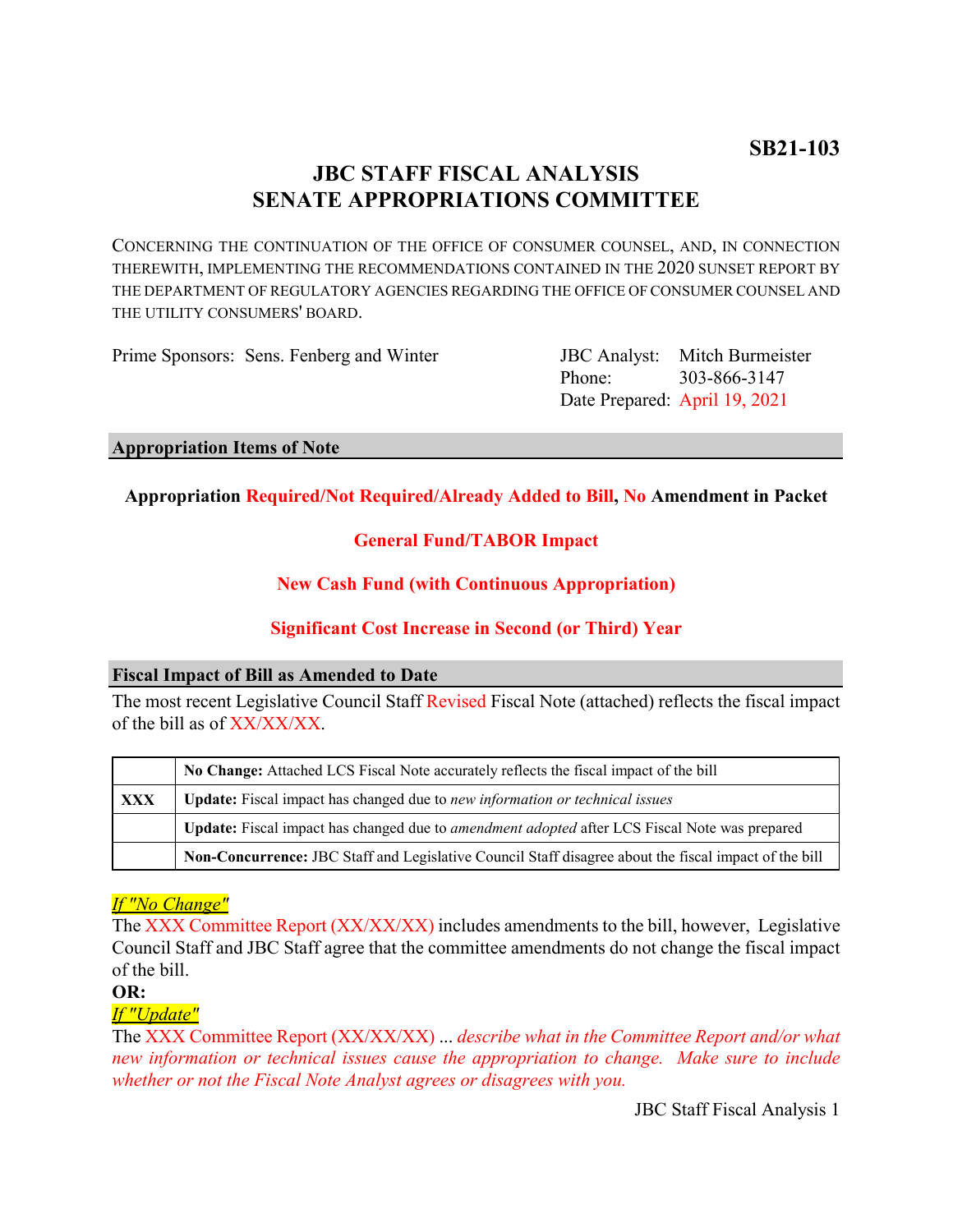**SB21-103**

# JBC STAFF FISCAL ANALYSIS
# SENATE APPROPRIATIONS COMMITTEE

CONCERNING THE CONTINUATION OF THE OFFICE OF CONSUMER COUNSEL, AND, IN CONNECTION THEREWITH, IMPLEMENTING THE RECOMMENDATIONS CONTAINED IN THE 2020 SUNSET REPORT BY THE DEPARTMENT OF REGULATORY AGENCIES REGARDING THE OFFICE OF CONSUMER COUNSEL AND THE UTILITY CONSUMERS' BOARD.

Prime Sponsors: Sens. Fenberg and Winter

JBC Analyst: Mitch Burmeister
Phone: 303-866-3147
Date Prepared: April 19, 2021

## Appropriation Items of Note

**Appropriation Required/Not Required/Already Added to Bill, No Amendment in Packet**

**General Fund/TABOR Impact**

**New Cash Fund (with Continuous Appropriation)**

**Significant Cost Increase in Second (or Third) Year**

## Fiscal Impact of Bill as Amended to Date

The most recent Legislative Council Staff Revised Fiscal Note (attached) reflects the fiscal impact of the bill as of XX/XX/XX.

| | |
|---|---|
| | **No Change:** Attached LCS Fiscal Note accurately reflects the fiscal impact of the bill |
| **XXX** | **Update:** Fiscal impact has changed due to *new information or technical issues* |
| | **Update:** Fiscal impact has changed due to *amendment adopted* after LCS Fiscal Note was prepared |
| | **Non-Concurrence:** JBC Staff and Legislative Council Staff disagree about the fiscal impact of the bill |

*If "No Change"*

The XXX Committee Report (XX/XX/XX) includes amendments to the bill, however, Legislative Council Staff and JBC Staff agree that the committee amendments do not change the fiscal impact of the bill.

**OR:**

*If "Update"*

The XXX Committee Report (XX/XX/XX) ... *describe what in the Committee Report and/or what new information or technical issues cause the appropriation to change. Make sure to include whether or not the Fiscal Note Analyst agrees or disagrees with you.*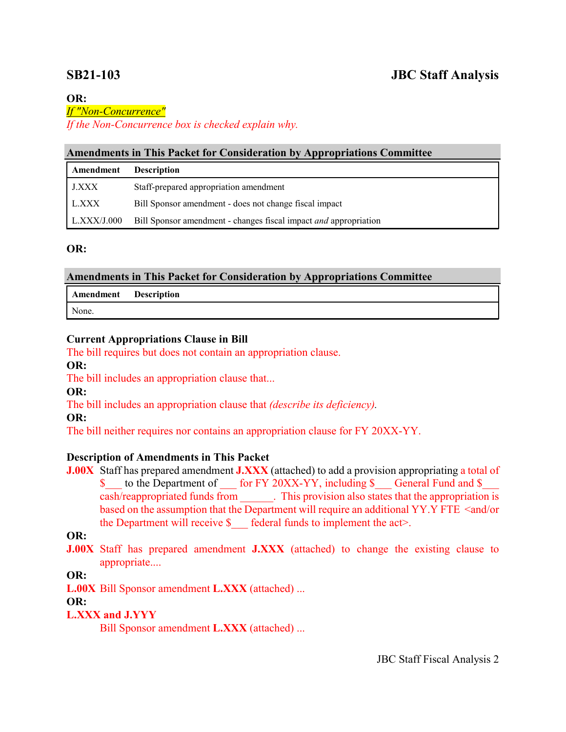**OR:**

*If "Non-Concurrence"*

*If the Non-Concurrence box is checked explain why.*

**Amendments in This Packet for Consideration by Appropriations Committee**

| Amendment | Description |
|---|---|
| J.XXX | Staff-prepared appropriation amendment |
| L.XXX | Bill Sponsor amendment - does not change fiscal impact |
| L.XXX/J.000 | Bill Sponsor amendment - changes fiscal impact *and* appropriation |

**OR:**

**Amendments in This Packet for Consideration by Appropriations Committee**

| Amendment | Description |
|---|---|
| None. | |

**Current Appropriations Clause in Bill**

The bill requires but does not contain an appropriation clause.

**OR:**

The bill includes an appropriation clause that...

**OR:**

The bill includes an appropriation clause that *(describe its deficiency)*.

**OR:**

The bill neither requires nor contains an appropriation clause for FY 20XX-YY.

**Description of Amendments in This Packet**

**J.00X** Staff has prepared amendment **J.XXX** (attached) to add a provision appropriating a total of $___ to the Department of ___ for FY 20XX-YY, including $___ General Fund and $___ cash/reappropriated funds from ______. This provision also states that the appropriation is based on the assumption that the Department will require an additional YY.Y FTE <and/or the Department will receive $___ federal funds to implement the act>.

**OR:**

**J.00X** Staff has prepared amendment **J.XXX** (attached) to change the existing clause to appropriate....

**OR:**

**L.00X** Bill Sponsor amendment **L.XXX** (attached) ...

**OR:**

**L.XXX and J.YYY**

Bill Sponsor amendment **L.XXX** (attached) ...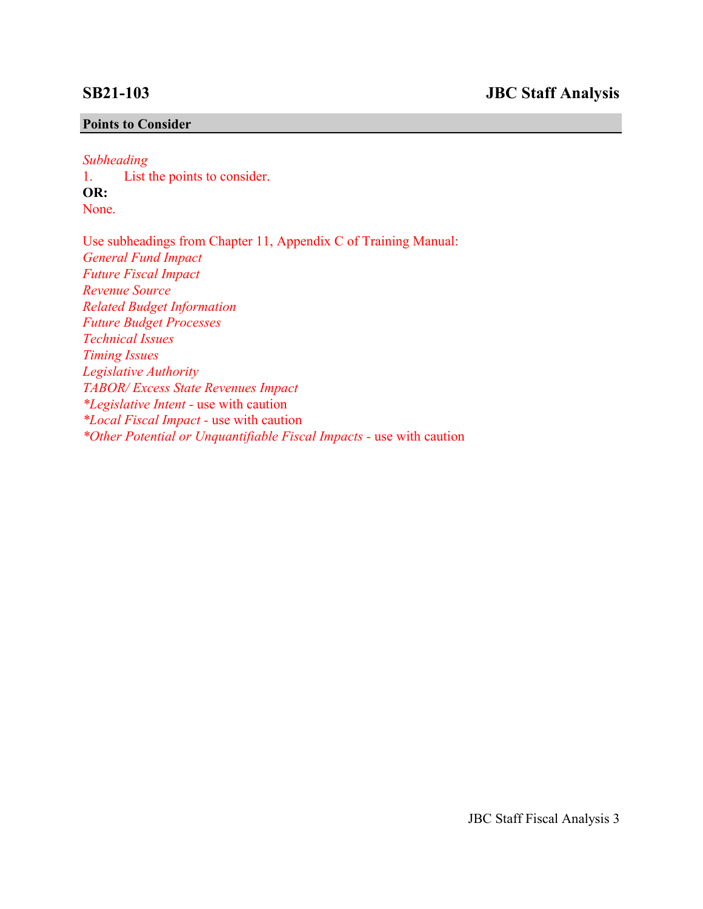**SB21-103** **JBC Staff Analysis**

**Points to Consider**

*Subheading*

1. List the points to consider.

**OR:**

None.

Use subheadings from Chapter 11, Appendix C of Training Manual:

*General Fund Impact*
*Future Fiscal Impact*
*Revenue Source*
*Related Budget Information*
*Future Budget Processes*
*Technical Issues*
*Timing Issues*
*Legislative Authority*
*TABOR/ Excess State Revenues Impact*
**Legislative Intent* - use with caution
**Local Fiscal Impact* - use with caution
**Other Potential or Unquantifiable Fiscal Impacts* - use with caution